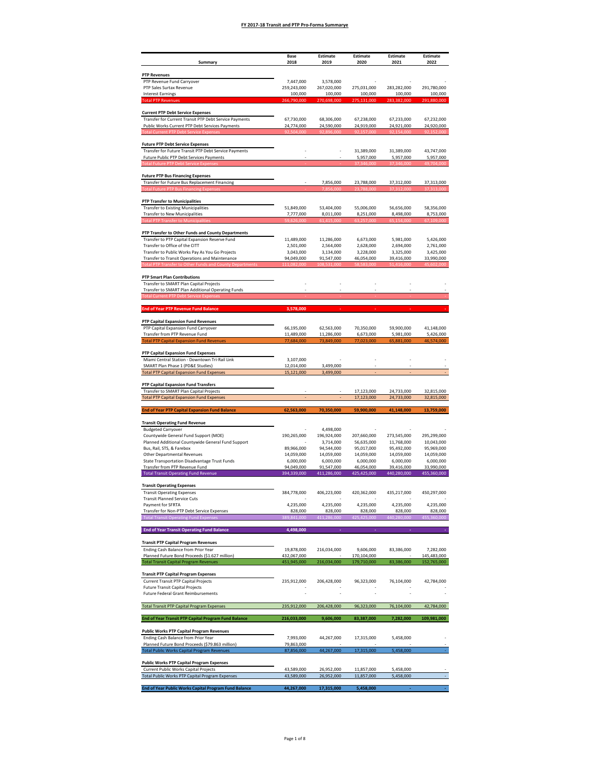# FY 2017-18 Transit and PTP Pro-Forma Summarye

| Summary | Base 2018 | Estimate 2019 | Estimate 2020 | Estimate 2021 | Estimate 2022 |
|---|---|---|---|---|---|
| **PTP Revenues** | | | | | |
| PTP Revenue Fund Carryover | 7,447,000 | 3,578,000 | - | - | - |
| PTP Sales Surtax Revenue | 259,243,000 | 267,020,000 | 275,031,000 | 283,282,000 | 291,780,000 |
| Interest Earnings | 100,000 | 100,000 | 100,000 | 100,000 | 100,000 |
| Total PTP Revenues | 266,790,000 | 270,698,000 | 275,131,000 | 283,382,000 | 291,880,000 |
| **Current PTP Debt Service Expenses** | | | | | |
| Transfer for Current Transit PTP Debt Service Payments | 67,730,000 | 68,306,000 | 67,238,000 | 67,233,000 | 67,232,000 |
| Public Works Current PTP Debt Services Payments | 24,774,000 | 24,590,000 | 24,919,000 | 24,921,000 | 24,920,000 |
| Total Current PTP Debt Service Expenses | 92,504,000 | 92,896,000 | 92,157,000 | 92,154,000 | 92,152,000 |
| **Future PTP Debt Service Expenses** | | | | | |
| Transfer for Future Transit PTP Debt Service Payments | - | - | 31,389,000 | 31,389,000 | 43,747,000 |
| Future Public PTP Debt Services Payments | - | - | 5,957,000 | 5,957,000 | 5,957,000 |
| Total Future PTP Debt Service Expenses | - | - | 37,346,000 | 37,346,000 | 49,704,000 |
| **Future PTP Bus Financing Expenses** | | | | | |
| Transfer for Future Bus Replacement Financing | - | 7,856,000 | 23,788,000 | 37,312,000 | 37,313,000 |
| Total Future PTP Bus Financing Expenses | - | 7,856,000 | 23,788,000 | 37,312,000 | 37,313,000 |
| **PTP Transfer to Municipalities** | | | | | |
| Transfer to Existing Municipalities | 51,849,000 | 53,404,000 | 55,006,000 | 56,656,000 | 58,356,000 |
| Transfer to New Municipalities | 7,777,000 | 8,011,000 | 8,251,000 | 8,498,000 | 8,753,000 |
| Total PTP Transfer to Municipalities | 59,626,000 | 61,415,000 | 63,257,000 | 65,154,000 | 67,109,000 |
| **PTP Transfer to Other Funds and County Departments** | | | | | |
| Transfer to PTP Capital Expansion Reserve Fund | 11,489,000 | 11,286,000 | 6,673,000 | 5,981,000 | 5,426,000 |
| Transfer to Office of the CITT | 2,501,000 | 2,564,000 | 2,628,000 | 2,694,000 | 2,761,000 |
| Transfer to Public Works Pay As You Go Projects | 3,043,000 | 3,134,000 | 3,228,000 | 3,325,000 | 3,425,000 |
| Transfer to Transit Operations and Maintenance | 94,049,000 | 91,547,000 | 46,054,000 | 39,416,000 | 33,990,000 |
| Total PTP Transfer to Other Funds and County Departments | 111,082,000 | 108,531,000 | 58,583,000 | 51,416,000 | 45,602,000 |
| **PTP Smart Plan Contributions** | | | | | |
| Transfer to SMART Plan Capital Projects | - | - | - | - | - |
| Transfer to SMART Plan Additional Operating Funds | - | - | - | - | - |
| Total Current PTP Debt Service Expenses | - | - | - | - | - |
| **End of Year PTP Revenue Fund Balance** | **3,578,000** | - | - | - | - |
| **PTP Capital Expansion Fund Revenues** | | | | | |
| PTP Capital Expansion Fund Carryover | 66,195,000 | 62,563,000 | 70,350,000 | 59,900,000 | 41,148,000 |
| Transfer from PTP Revenue Fund | 11,489,000 | 11,286,000 | 6,673,000 | 5,981,000 | 5,426,000 |
| Total PTP Capital Expansion Fund Revenues | 77,684,000 | 73,849,000 | 77,023,000 | 65,881,000 | 46,574,000 |
| **PTP Capital Expansion Fund Expenses** | | | | | |
| Miami Central Station - Downtown Tri-Rail Link | 3,107,000 | - | - | - | - |
| SMART Plan Phase 1 (PD&E Studies) | 12,014,000 | 3,499,000 | - | - | - |
| Total PTP Capital Expansion Fund Expenses | 15,121,000 | 3,499,000 | - | - | - |
| **PTP Capital Expansion Fund Transfers** | | | | | |
| Transfer to SMART Plan Capital Projects | - | - | 17,123,000 | 24,733,000 | 32,815,000 |
| Total PTP Capital Expansion Fund Expenses | - | - | 17,123,000 | 24,733,000 | 32,815,000 |
| **End of Year PTP Capital Expansion Fund Balance** | **62,563,000** | **70,350,000** | **59,900,000** | **41,148,000** | **13,759,000** |
| **Transit Operating Fund Revenue** | | | | | |
| Budgeted Carryover | - | 4,498,000 | - | - | - |
| Countywide General Fund Support (MOE) | 190,265,000 | 196,924,000 | 207,660,000 | 273,545,000 | 295,299,000 |
| Planned Additional Countywide General Fund Support | - | 3,714,000 | 56,635,000 | 11,768,000 | 10,043,000 |
| Bus, Rail, STS, & Farebox | 89,966,000 | 94,544,000 | 95,017,000 | 95,492,000 | 95,969,000 |
| Other Departmental Revenues | 14,059,000 | 14,059,000 | 14,059,000 | 14,059,000 | 14,059,000 |
| State Transportation Disadvantage Trust Funds | 6,000,000 | 6,000,000 | 6,000,000 | 6,000,000 | 6,000,000 |
| Transfer from PTP Revenue Fund | 94,049,000 | 91,547,000 | 46,054,000 | 39,416,000 | 33,990,000 |
| Total Transit Operating Fund Revenue | 394,339,000 | 411,286,000 | 425,425,000 | 440,280,000 | 455,360,000 |
| **Transit Operating Expenses** | | | | | |
| Transit Operating Expenses | 384,778,000 | 406,223,000 | 420,362,000 | 435,217,000 | 450,297,000 |
| Transit Planned Service Cuts | - | - | - | - | - |
| Payment for SFRTA | 4,235,000 | 4,235,000 | 4,235,000 | 4,235,000 | 4,235,000 |
| Transfer for Non-PTP Debt Service Expenses | 828,000 | 828,000 | 828,000 | 828,000 | 828,000 |
| Total Transit Operating Fund Expenses | 389,841,000 | 411,286,000 | 425,425,000 | 440,280,000 | 455,360,000 |
| **End of Year Transit Operating Fund Balance** | **4,498,000** | - | - | - | - |
| **Transit PTP Capital Program Revenues** | | | | | |
| Ending Cash Balance from Prior Year | 19,878,000 | 216,034,000 | 9,606,000 | 83,386,000 | 7,282,000 |
| Planned Future Bond Proceeds ($1.627 million) | 432,067,000 | - | 170,104,000 | - | 145,483,000 |
| Total Transit Capital Program Revenues | 451,945,000 | 216,034,000 | 179,710,000 | 83,386,000 | 152,765,000 |
| **Transit PTP Capital Program Expenses** | | | | | |
| Current Transit PTP Capital Projects | 235,912,000 | 206,428,000 | 96,323,000 | 76,104,000 | 42,784,000 |
| Future Transit Capital Projects | - | - | - | - | - |
| Future Federal Grant Reimbursements | - | - | - | - | - |
| Total Transit PTP Capital Program Expenses | 235,912,000 | 206,428,000 | 96,323,000 | 76,104,000 | 42,784,000 |
| **End of Year Transit PTP Capital Program Fund Balance** | **216,033,000** | **9,606,000** | **83,387,000** | **7,282,000** | **109,981,000** |
| **Public Works PTP Capital Program Revenues** | | | | | |
| Ending Cash Balance from Prior Year | 7,993,000 | 44,267,000 | 17,315,000 | 5,458,000 | - |
| Planned Future Bond Proceeds ($79.863 million) | 79,863,000 | - | - | - | - |
| Total Public Works Capital Program Revenues | 87,856,000 | 44,267,000 | 17,315,000 | 5,458,000 | - |
| **Public Works PTP Capital Program Expenses** | | | | | |
| Current Public Works Capital Projects | 43,589,000 | 26,952,000 | 11,857,000 | 5,458,000 | - |
| Total Public Works PTP Capital Program Expenses | 43,589,000 | 26,952,000 | 11,857,000 | 5,458,000 | - |
| **End of Year Public Works Capital Program Fund Balance** | **44,267,000** | **17,315,000** | **5,458,000** | - | - |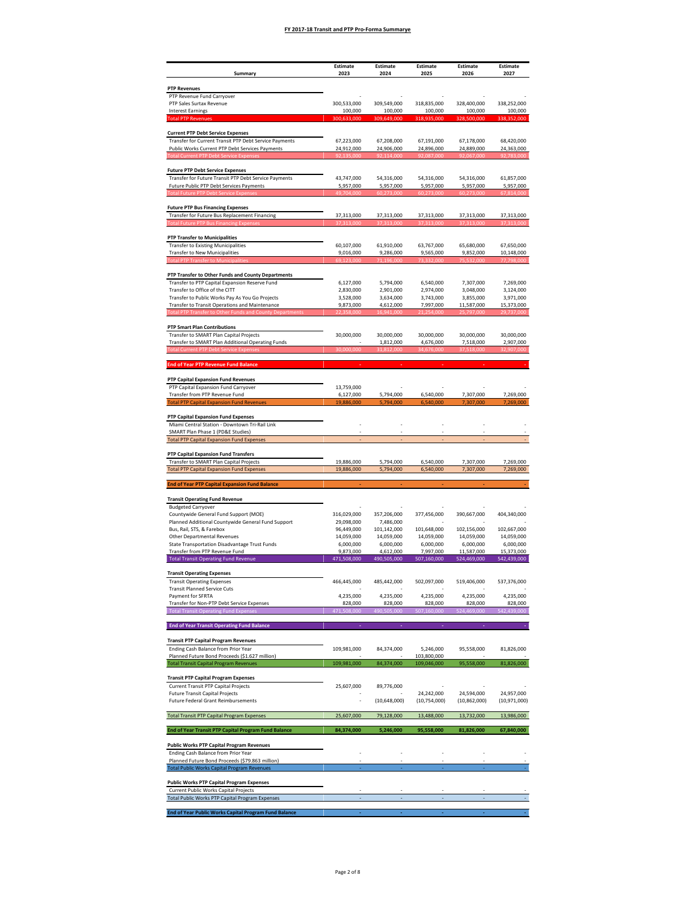# FY 2017-18 Transit and PTP Pro-Forma Summarye

| Summary | Estimate 2023 | Estimate 2024 | Estimate 2025 | Estimate 2026 | Estimate 2027 |
|---|---|---|---|---|---|
| **PTP Revenues** | | | | | |
| PTP Revenue Fund Carryover | - | - | - | - | - |
| PTP Sales Surtax Revenue | 300,533,000 | 309,549,000 | 318,835,000 | 328,400,000 | 338,252,000 |
| Interest Earnings | 100,000 | 100,000 | 100,000 | 100,000 | 100,000 |
| Total PTP Revenues | 300,633,000 | 309,649,000 | 318,935,000 | 328,500,000 | 338,352,000 |
| **Current PTP Debt Service Expenses** | | | | | |
| Transfer for Current Transit PTP Debt Service Payments | 67,223,000 | 67,208,000 | 67,191,000 | 67,178,000 | 68,420,000 |
| Public Works Current PTP Debt Services Payments | 24,912,000 | 24,906,000 | 24,896,000 | 24,889,000 | 24,363,000 |
| Total Current PTP Debt Service Expenses | 92,135,000 | 92,114,000 | 92,087,000 | 92,067,000 | 92,783,000 |
| **Future PTP Debt Service Expenses** | | | | | |
| Transfer for Future Transit PTP Debt Service Payments | 43,747,000 | 54,316,000 | 54,316,000 | 54,316,000 | 61,857,000 |
| Future Public PTP Debt Services Payments | 5,957,000 | 5,957,000 | 5,957,000 | 5,957,000 | 5,957,000 |
| Total Future PTP Debt Service Expenses | 49,704,000 | 60,273,000 | 60,273,000 | 60,273,000 | 67,814,000 |
| **Future PTP Bus Financing Expenses** | | | | | |
| Transfer for Future Bus Replacement Financing | 37,313,000 | 37,313,000 | 37,313,000 | 37,313,000 | 37,313,000 |
| Total Future PTP Bus Financing Expenses | 37,313,000 | 37,313,000 | 37,313,000 | 37,313,000 | 37,313,000 |
| **PTP Transfer to Municipalities** | | | | | |
| Transfer to Existing Municipalities | 60,107,000 | 61,910,000 | 63,767,000 | 65,680,000 | 67,650,000 |
| Transfer to New Municipalities | 9,016,000 | 9,286,000 | 9,565,000 | 9,852,000 | 10,148,000 |
| Total PTP Transfer to Municipalities | 69,123,000 | 71,196,000 | 73,332,000 | 75,532,000 | 77,798,000 |
| **PTP Transfer to Other Funds and County Departments** | | | | | |
| Transfer to PTP Capital Expansion Reserve Fund | 6,127,000 | 5,794,000 | 6,540,000 | 7,307,000 | 7,269,000 |
| Transfer to Office of the CITT | 2,830,000 | 2,901,000 | 2,974,000 | 3,048,000 | 3,124,000 |
| Transfer to Public Works Pay As You Go Projects | 3,528,000 | 3,634,000 | 3,743,000 | 3,855,000 | 3,971,000 |
| Transfer to Transit Operations and Maintenance | 9,873,000 | 4,612,000 | 7,997,000 | 11,587,000 | 15,373,000 |
| Total PTP Transfer to Other Funds and County Departments | 22,358,000 | 16,941,000 | 21,254,000 | 25,797,000 | 29,737,000 |
| **PTP Smart Plan Contributions** | | | | | |
| Transfer to SMART Plan Capital Projects | 30,000,000 | 30,000,000 | 30,000,000 | 30,000,000 | 30,000,000 |
| Transfer to SMART Plan Additional Operating Funds | - | 1,812,000 | 4,676,000 | 7,518,000 | 2,907,000 |
| Total Current PTP Debt Service Expenses | 30,000,000 | 31,812,000 | 34,676,000 | 37,518,000 | 32,907,000 |
| **End of Year PTP Revenue Fund Balance** | - | - | - | - | - |
| **PTP Capital Expansion Fund Revenues** | | | | | |
| PTP Capital Expansion Fund Carryover | 13,759,000 | - | - | - | - |
| Transfer from PTP Revenue Fund | 6,127,000 | 5,794,000 | 6,540,000 | 7,307,000 | 7,269,000 |
| Total PTP Capital Expansion Fund Revenues | 19,886,000 | 5,794,000 | 6,540,000 | 7,307,000 | 7,269,000 |
| **PTP Capital Expansion Fund Expenses** | | | | | |
| Miami Central Station - Downtown Tri-Rail Link | - | - | - | - | - |
| SMART Plan Phase 1 (PD&E Studies) | - | - | - | - | - |
| Total PTP Capital Expansion Fund Expenses | - | - | - | - | - |
| **PTP Capital Expansion Fund Transfers** | | | | | |
| Transfer to SMART Plan Capital Projects | 19,886,000 | 5,794,000 | 6,540,000 | 7,307,000 | 7,269,000 |
| Total PTP Capital Expansion Fund Expenses | 19,886,000 | 5,794,000 | 6,540,000 | 7,307,000 | 7,269,000 |
| **End of Year PTP Capital Expansion Fund Balance** | - | - | - | - | - |
| **Transit Operating Fund Revenue** | | | | | |
| Budgeted Carryover | - | - | - | - | - |
| Countywide General Fund Support (MOE) | 316,029,000 | 357,206,000 | 377,456,000 | 390,667,000 | 404,340,000 |
| Planned Additional Countywide General Fund Support | 29,098,000 | 7,486,000 | - | - | - |
| Bus, Rail, STS, & Farebox | 96,449,000 | 101,142,000 | 101,648,000 | 102,156,000 | 102,667,000 |
| Other Departmental Revenues | 14,059,000 | 14,059,000 | 14,059,000 | 14,059,000 | 14,059,000 |
| State Transportation Disadvantage Trust Funds | 6,000,000 | 6,000,000 | 6,000,000 | 6,000,000 | 6,000,000 |
| Transfer from PTP Revenue Fund | 9,873,000 | 4,612,000 | 7,997,000 | 11,587,000 | 15,373,000 |
| Total Transit Operating Fund Revenue | 471,508,000 | 490,505,000 | 507,160,000 | 524,469,000 | 542,439,000 |
| **Transit Operating Expenses** | | | | | |
| Transit Operating Expenses | 466,445,000 | 485,442,000 | 502,097,000 | 519,406,000 | 537,376,000 |
| Transit Planned Service Cuts | - | - | - | - | - |
| Payment for SFRTA | 4,235,000 | 4,235,000 | 4,235,000 | 4,235,000 | 4,235,000 |
| Transfer for Non-PTP Debt Service Expenses | 828,000 | 828,000 | 828,000 | 828,000 | 828,000 |
| Total Transit Operating Fund Expenses | 471,508,000 | 490,505,000 | 507,160,000 | 524,469,000 | 542,439,000 |
| **End of Year Transit Operating Fund Balance** | - | - | - | - | - |
| **Transit PTP Capital Program Revenues** | | | | | |
| Ending Cash Balance from Prior Year | 109,981,000 | 84,374,000 | 5,246,000 | 95,558,000 | 81,826,000 |
| Planned Future Bond Proceeds ($1.627 million) | - | - | 103,800,000 | - | - |
| Total Transit Capital Program Revenues | 109,981,000 | 84,374,000 | 109,046,000 | 95,558,000 | 81,826,000 |
| **Transit PTP Capital Program Expenses** | | | | | |
| Current Transit PTP Capital Projects | 25,607,000 | 89,776,000 | - | - | - |
| Future Transit Capital Projects | - | - | 24,242,000 | 24,594,000 | 24,957,000 |
| Future Federal Grant Reimbursements | - | (10,648,000) | (10,754,000) | (10,862,000) | (10,971,000) |
| Total Transit PTP Capital Program Expenses | 25,607,000 | 79,128,000 | 13,488,000 | 13,732,000 | 13,986,000 |
| **End of Year Transit PTP Capital Program Fund Balance** | **84,374,000** | **5,246,000** | **95,558,000** | **81,826,000** | **67,840,000** |
| **Public Works PTP Capital Program Revenues** | | | | | |
| Ending Cash Balance from Prior Year | - | - | - | - | - |
| Planned Future Bond Proceeds ($79.863 million) | - | - | - | - | - |
| Total Public Works Capital Program Revenues | - | - | - | - | - |
| **Public Works PTP Capital Program Expenses** | | | | | |
| Current Public Works Capital Projects | - | - | - | - | - |
| Total Public Works PTP Capital Program Expenses | - | - | - | - | - |
| **End of Year Public Works Capital Program Fund Balance** | - | - | - | - | - |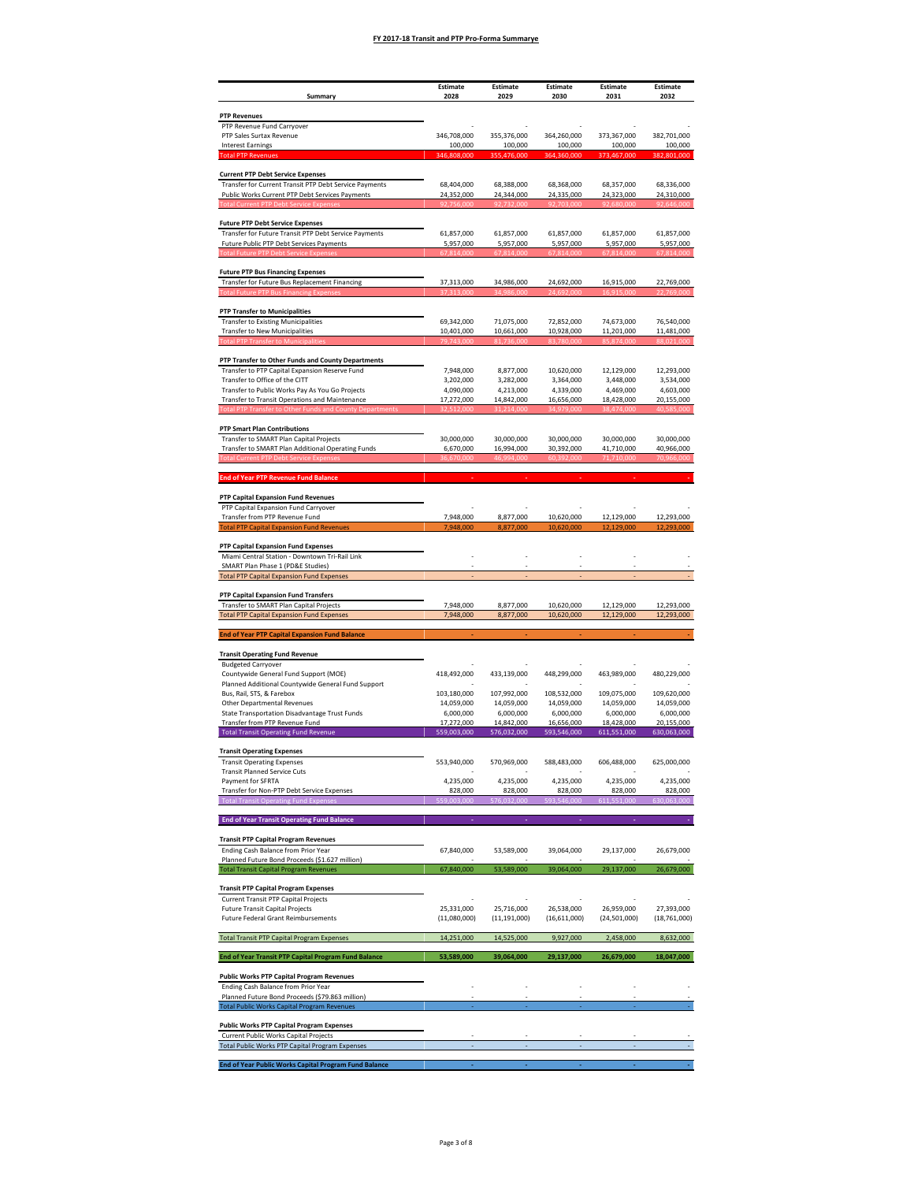# FY 2017-18 Transit and PTP Pro-Forma Summarye

| Summary | Estimate 2028 | Estimate 2029 | Estimate 2030 | Estimate 2031 | Estimate 2032 |
|---|---|---|---|---|---|
| **PTP Revenues** | | | | | |
| PTP Revenue Fund Carryover | - | - | - | - | - |
| PTP Sales Surtax Revenue | 346,708,000 | 355,376,000 | 364,260,000 | 373,367,000 | 382,701,000 |
| Interest Earnings | 100,000 | 100,000 | 100,000 | 100,000 | 100,000 |
| Total PTP Revenues | 346,808,000 | 355,476,000 | 364,360,000 | 373,467,000 | 382,801,000 |
| **Current PTP Debt Service Expenses** | | | | | |
| Transfer for Current Transit PTP Debt Service Payments | 68,404,000 | 68,388,000 | 68,368,000 | 68,357,000 | 68,336,000 |
| Public Works Current PTP Debt Services Payments | 24,352,000 | 24,344,000 | 24,335,000 | 24,323,000 | 24,310,000 |
| Total Current PTP Debt Service Expenses | 92,756,000 | 92,732,000 | 92,703,000 | 92,680,000 | 92,646,000 |
| **Future PTP Debt Service Expenses** | | | | | |
| Transfer for Future Transit PTP Debt Service Payments | 61,857,000 | 61,857,000 | 61,857,000 | 61,857,000 | 61,857,000 |
| Future Public PTP Debt Services Payments | 5,957,000 | 5,957,000 | 5,957,000 | 5,957,000 | 5,957,000 |
| Total Future PTP Debt Service Expenses | 67,814,000 | 67,814,000 | 67,814,000 | 67,814,000 | 67,814,000 |
| **Future PTP Bus Financing Expenses** | | | | | |
| Transfer for Future Bus Replacement Financing | 37,313,000 | 34,986,000 | 24,692,000 | 16,915,000 | 22,769,000 |
| Total Future PTP Bus Financing Expenses | 37,313,000 | 34,986,000 | 24,692,000 | 16,915,000 | 22,769,000 |
| **PTP Transfer to Municipalities** | | | | | |
| Transfer to Existing Municipalities | 69,342,000 | 71,075,000 | 72,852,000 | 74,673,000 | 76,540,000 |
| Transfer to New Municipalities | 10,401,000 | 10,661,000 | 10,928,000 | 11,201,000 | 11,481,000 |
| Total PTP Transfer to Municipalities | 79,743,000 | 81,736,000 | 83,780,000 | 85,874,000 | 88,021,000 |
| **PTP Transfer to Other Funds and County Departments** | | | | | |
| Transfer to PTP Capital Expansion Reserve Fund | 7,948,000 | 8,877,000 | 10,620,000 | 12,129,000 | 12,293,000 |
| Transfer to Office of the CITT | 3,202,000 | 3,282,000 | 3,364,000 | 3,448,000 | 3,534,000 |
| Transfer to Public Works Pay As You Go Projects | 4,090,000 | 4,213,000 | 4,339,000 | 4,469,000 | 4,603,000 |
| Transfer to Transit Operations and Maintenance | 17,272,000 | 14,842,000 | 16,656,000 | 18,428,000 | 20,155,000 |
| Total PTP Transfer to Other Funds and County Departments | 32,512,000 | 31,214,000 | 34,979,000 | 38,474,000 | 40,585,000 |
| **PTP Smart Plan Contributions** | | | | | |
| Transfer to SMART Plan Capital Projects | 30,000,000 | 30,000,000 | 30,000,000 | 30,000,000 | 30,000,000 |
| Transfer to SMART Plan Additional Operating Funds | 6,670,000 | 16,994,000 | 30,392,000 | 41,710,000 | 40,966,000 |
| Total Current PTP Debt Service Expenses | 36,670,000 | 46,994,000 | 60,392,000 | 71,710,000 | 70,966,000 |
| **End of Year PTP Revenue Fund Balance** | - | - | - | - | - |
| **PTP Capital Expansion Fund Revenues** | | | | | |
| PTP Capital Expansion Fund Carryover | - | - | - | - | - |
| Transfer from PTP Revenue Fund | 7,948,000 | 8,877,000 | 10,620,000 | 12,129,000 | 12,293,000 |
| Total PTP Capital Expansion Fund Revenues | 7,948,000 | 8,877,000 | 10,620,000 | 12,129,000 | 12,293,000 |
| **PTP Capital Expansion Fund Expenses** | | | | | |
| Miami Central Station - Downtown Tri-Rail Link | - | - | - | - | - |
| SMART Plan Phase 1 (PD&E Studies) | - | - | - | - | - |
| Total PTP Capital Expansion Fund Expenses | - | - | - | - | - |
| **PTP Capital Expansion Fund Transfers** | | | | | |
| Transfer to SMART Plan Capital Projects | 7,948,000 | 8,877,000 | 10,620,000 | 12,129,000 | 12,293,000 |
| Total PTP Capital Expansion Fund Expenses | 7,948,000 | 8,877,000 | 10,620,000 | 12,129,000 | 12,293,000 |
| **End of Year PTP Capital Expansion Fund Balance** | - | - | - | - | - |
| **Transit Operating Fund Revenue** | | | | | |
| Budgeted Carryover | - | - | - | - | - |
| Countywide General Fund Support (MOE) | 418,492,000 | 433,139,000 | 448,299,000 | 463,989,000 | 480,229,000 |
| Planned Additional Countywide General Fund Support | - | - | - | - | - |
| Bus, Rail, STS, & Farebox | 103,180,000 | 107,992,000 | 108,532,000 | 109,075,000 | 109,620,000 |
| Other Departmental Revenues | 14,059,000 | 14,059,000 | 14,059,000 | 14,059,000 | 14,059,000 |
| State Transportation Disadvantage Trust Funds | 6,000,000 | 6,000,000 | 6,000,000 | 6,000,000 | 6,000,000 |
| Transfer from PTP Revenue Fund | 17,272,000 | 14,842,000 | 16,656,000 | 18,428,000 | 20,155,000 |
| Total Transit Operating Fund Revenue | 559,003,000 | 576,032,000 | 593,546,000 | 611,551,000 | 630,063,000 |
| **Transit Operating Expenses** | | | | | |
| Transit Operating Expenses | 553,940,000 | 570,969,000 | 588,483,000 | 606,488,000 | 625,000,000 |
| Transit Planned Service Cuts | - | - | - | - | - |
| Payment for SFRTA | 4,235,000 | 4,235,000 | 4,235,000 | 4,235,000 | 4,235,000 |
| Transfer for Non-PTP Debt Service Expenses | 828,000 | 828,000 | 828,000 | 828,000 | 828,000 |
| Total Transit Operating Fund Expenses | 559,003,000 | 576,032,000 | 593,546,000 | 611,551,000 | 630,063,000 |
| **End of Year Transit Operating Fund Balance** | - | - | - | - | - |
| **Transit PTP Capital Program Revenues** | | | | | |
| Ending Cash Balance from Prior Year | 67,840,000 | 53,589,000 | 39,064,000 | 29,137,000 | 26,679,000 |
| Planned Future Bond Proceeds ($1.627 million) | - | - | - | - | - |
| Total Transit Capital Program Revenues | 67,840,000 | 53,589,000 | 39,064,000 | 29,137,000 | 26,679,000 |
| **Transit PTP Capital Program Expenses** | | | | | |
| Current Transit PTP Capital Projects | - | - | - | - | - |
| Future Transit Capital Projects | 25,331,000 | 25,716,000 | 26,538,000 | 26,959,000 | 27,393,000 |
| Future Federal Grant Reimbursements | (11,080,000) | (11,191,000) | (16,611,000) | (24,501,000) | (18,761,000) |
| Total Transit PTP Capital Program Expenses | 14,251,000 | 14,525,000 | 9,927,000 | 2,458,000 | 8,632,000 |
| **End of Year Transit PTP Capital Program Fund Balance** | **53,589,000** | **39,064,000** | **29,137,000** | **26,679,000** | **18,047,000** |
| **Public Works PTP Capital Program Revenues** | | | | | |
| Ending Cash Balance from Prior Year | - | - | - | - | - |
| Planned Future Bond Proceeds ($79.863 million) | - | - | - | - | - |
| Total Public Works Capital Program Revenues | - | - | - | - | - |
| **Public Works PTP Capital Program Expenses** | | | | | |
| Current Public Works Capital Projects | - | - | - | - | - |
| Total Public Works PTP Capital Program Expenses | - | - | - | - | - |
| **End of Year Public Works Capital Program Fund Balance** | - | - | - | - | - |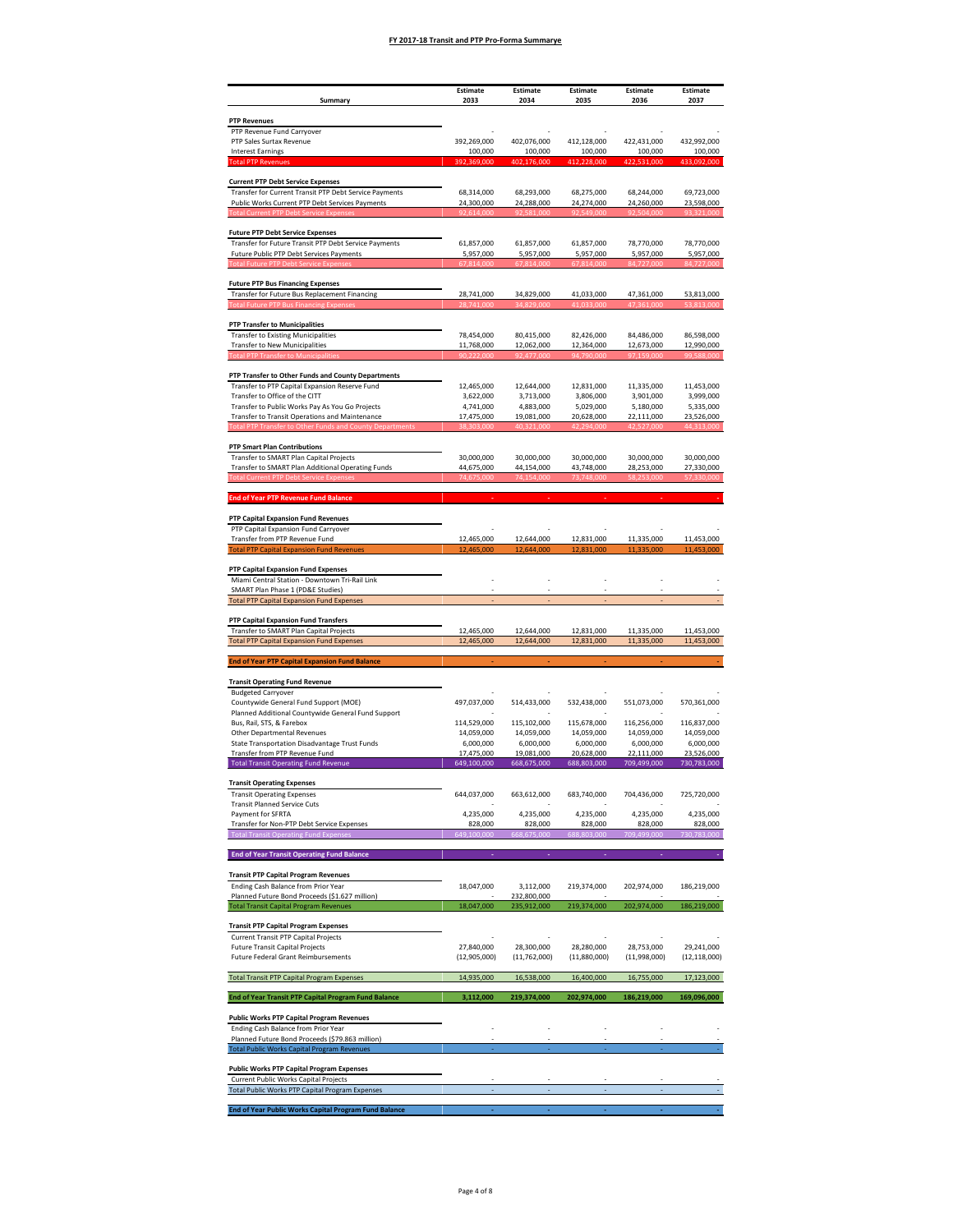# FY 2017-18 Transit and PTP Pro-Forma Summarye

| Summary | Estimate 2033 | Estimate 2034 | Estimate 2035 | Estimate 2036 | Estimate 2037 |
|---|---|---|---|---|---|
| **PTP Revenues** | | | | | |
| PTP Revenue Fund Carryover | - | - | - | - | - |
| PTP Sales Surtax Revenue | 392,269,000 | 402,076,000 | 412,128,000 | 422,431,000 | 432,992,000 |
| Interest Earnings | 100,000 | 100,000 | 100,000 | 100,000 | 100,000 |
| Total PTP Revenues | 392,369,000 | 402,176,000 | 412,228,000 | 422,531,000 | 433,092,000 |
| **Current PTP Debt Service Expenses** | | | | | |
| Transfer for Current Transit PTP Debt Service Payments | 68,314,000 | 68,293,000 | 68,275,000 | 68,244,000 | 69,723,000 |
| Public Works Current PTP Debt Services Payments | 24,300,000 | 24,288,000 | 24,274,000 | 24,260,000 | 23,598,000 |
| Total Current PTP Debt Service Expenses | 92,614,000 | 92,581,000 | 92,549,000 | 92,504,000 | 93,321,000 |
| **Future PTP Debt Service Expenses** | | | | | |
| Transfer for Future Transit PTP Debt Service Payments | 61,857,000 | 61,857,000 | 61,857,000 | 78,770,000 | 78,770,000 |
| Future Public PTP Debt Services Payments | 5,957,000 | 5,957,000 | 5,957,000 | 5,957,000 | 5,957,000 |
| Total Future PTP Debt Service Expenses | 67,814,000 | 67,814,000 | 67,814,000 | 84,727,000 | 84,727,000 |
| **Future PTP Bus Financing Expenses** | | | | | |
| Transfer for Future Bus Replacement Financing | 28,741,000 | 34,829,000 | 41,033,000 | 47,361,000 | 53,813,000 |
| Total Future PTP Bus Financing Expenses | 28,741,000 | 34,829,000 | 41,033,000 | 47,361,000 | 53,813,000 |
| **PTP Transfer to Municipalities** | | | | | |
| Transfer to Existing Municipalities | 78,454,000 | 80,415,000 | 82,426,000 | 84,486,000 | 86,598,000 |
| Transfer to New Municipalities | 11,768,000 | 12,062,000 | 12,364,000 | 12,673,000 | 12,990,000 |
| Total PTP Transfer to Municipalities | 90,222,000 | 92,477,000 | 94,790,000 | 97,159,000 | 99,588,000 |
| **PTP Transfer to Other Funds and County Departments** | | | | | |
| Transfer to PTP Capital Expansion Reserve Fund | 12,465,000 | 12,644,000 | 12,831,000 | 11,335,000 | 11,453,000 |
| Transfer to Office of the CITT | 3,622,000 | 3,713,000 | 3,806,000 | 3,901,000 | 3,999,000 |
| Transfer to Public Works Pay As You Go Projects | 4,741,000 | 4,883,000 | 5,029,000 | 5,180,000 | 5,335,000 |
| Transfer to Transit Operations and Maintenance | 17,475,000 | 19,081,000 | 20,628,000 | 22,111,000 | 23,526,000 |
| Total PTP Transfer to Other Funds and County Departments | 38,303,000 | 40,321,000 | 42,294,000 | 42,527,000 | 44,313,000 |
| **PTP Smart Plan Contributions** | | | | | |
| Transfer to SMART Plan Capital Projects | 30,000,000 | 30,000,000 | 30,000,000 | 30,000,000 | 30,000,000 |
| Transfer to SMART Plan Additional Operating Funds | 44,675,000 | 44,154,000 | 43,748,000 | 28,253,000 | 27,330,000 |
| Total Current PTP Debt Service Expenses | 74,675,000 | 74,154,000 | 73,748,000 | 58,253,000 | 57,330,000 |
| **End of Year PTP Revenue Fund Balance** | - | - | - | - | - |
| **PTP Capital Expansion Fund Revenues** | | | | | |
| PTP Capital Expansion Fund Carryover | - | - | - | - | - |
| Transfer from PTP Revenue Fund | 12,465,000 | 12,644,000 | 12,831,000 | 11,335,000 | 11,453,000 |
| Total PTP Capital Expansion Fund Revenues | 12,465,000 | 12,644,000 | 12,831,000 | 11,335,000 | 11,453,000 |
| **PTP Capital Expansion Fund Expenses** | | | | | |
| Miami Central Station - Downtown Tri-Rail Link | - | - | - | - | - |
| SMART Plan Phase 1 (PD&E Studies) | - | - | - | - | - |
| Total PTP Capital Expansion Fund Expenses | - | - | - | - | - |
| **PTP Capital Expansion Fund Transfers** | | | | | |
| Transfer to SMART Plan Capital Projects | 12,465,000 | 12,644,000 | 12,831,000 | 11,335,000 | 11,453,000 |
| Total PTP Capital Expansion Fund Expenses | 12,465,000 | 12,644,000 | 12,831,000 | 11,335,000 | 11,453,000 |
| **End of Year PTP Capital Expansion Fund Balance** | - | - | - | - | - |
| **Transit Operating Fund Revenue** | | | | | |
| Budgeted Carryover | - | - | - | - | - |
| Countywide General Fund Support (MOE) | 497,037,000 | 514,433,000 | 532,438,000 | 551,073,000 | 570,361,000 |
| Planned Additional Countywide General Fund Support | - | - | - | - | - |
| Bus, Rail, STS, & Farebox | 114,529,000 | 115,102,000 | 115,678,000 | 116,256,000 | 116,837,000 |
| Other Departmental Revenues | 14,059,000 | 14,059,000 | 14,059,000 | 14,059,000 | 14,059,000 |
| State Transportation Disadvantage Trust Funds | 6,000,000 | 6,000,000 | 6,000,000 | 6,000,000 | 6,000,000 |
| Transfer from PTP Revenue Fund | 17,475,000 | 19,081,000 | 20,628,000 | 22,111,000 | 23,526,000 |
| Total Transit Operating Fund Revenue | 649,100,000 | 668,675,000 | 688,803,000 | 709,499,000 | 730,783,000 |
| **Transit Operating Expenses** | | | | | |
| Transit Operating Expenses | 644,037,000 | 663,612,000 | 683,740,000 | 704,436,000 | 725,720,000 |
| Transit Planned Service Cuts | - | - | - | - | - |
| Payment for SFRTA | 4,235,000 | 4,235,000 | 4,235,000 | 4,235,000 | 4,235,000 |
| Transfer for Non-PTP Debt Service Expenses | 828,000 | 828,000 | 828,000 | 828,000 | 828,000 |
| Total Transit Operating Fund Expenses | 649,100,000 | 668,675,000 | 688,803,000 | 709,499,000 | 730,783,000 |
| **End of Year Transit Operating Fund Balance** | - | - | - | - | - |
| **Transit PTP Capital Program Revenues** | | | | | |
| Ending Cash Balance from Prior Year | 18,047,000 | 3,112,000 | 219,374,000 | 202,974,000 | 186,219,000 |
| Planned Future Bond Proceeds ($1.627 million) | - | 232,800,000 | - | - | - |
| Total Transit Capital Program Revenues | 18,047,000 | 235,912,000 | 219,374,000 | 202,974,000 | 186,219,000 |
| **Transit PTP Capital Program Expenses** | | | | | |
| Current Transit PTP Capital Projects | - | - | - | - | - |
| Future Transit Capital Projects | 27,840,000 | 28,300,000 | 28,280,000 | 28,753,000 | 29,241,000 |
| Future Federal Grant Reimbursements | (12,905,000) | (11,762,000) | (11,880,000) | (11,998,000) | (12,118,000) |
| Total Transit PTP Capital Program Expenses | 14,935,000 | 16,538,000 | 16,400,000 | 16,755,000 | 17,123,000 |
| **End of Year Transit PTP Capital Program Fund Balance** | **3,112,000** | **219,374,000** | **202,974,000** | **186,219,000** | **169,096,000** |
| **Public Works PTP Capital Program Revenues** | | | | | |
| Ending Cash Balance from Prior Year | - | - | - | - | - |
| Planned Future Bond Proceeds ($79.863 million) | - | - | - | - | - |
| Total Public Works Capital Program Revenues | - | - | - | - | - |
| **Public Works PTP Capital Program Expenses** | | | | | |
| Current Public Works Capital Projects | - | - | - | - | - |
| Total Public Works PTP Capital Program Expenses | - | - | - | - | - |
| **End of Year Public Works Capital Program Fund Balance** | - | - | - | - | - |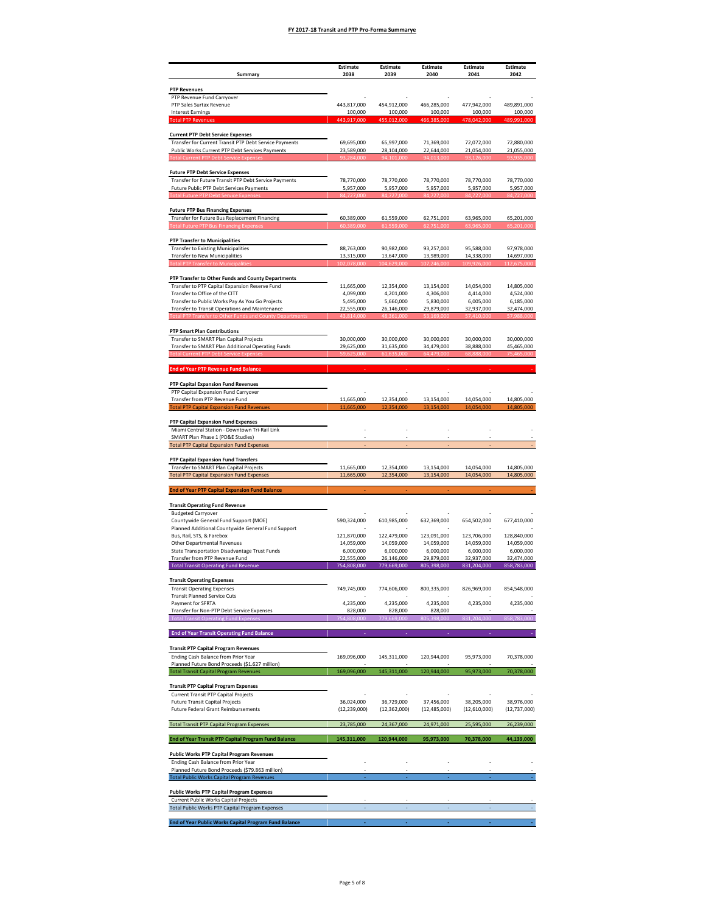**FY 2017-18 Transit and PTP Pro-Forma Summarye**

| Summary | Estimate 2038 | Estimate 2039 | Estimate 2040 | Estimate 2041 | Estimate 2042 |
|---|---|---|---|---|---|
| **PTP Revenues** | | | | | |
| PTP Revenue Fund Carryover | - | - | - | - | - |
| PTP Sales Surtax Revenue | 443,817,000 | 454,912,000 | 466,285,000 | 477,942,000 | 489,891,000 |
| Interest Earnings | 100,000 | 100,000 | 100,000 | 100,000 | 100,000 |
| Total PTP Revenues | 443,917,000 | 455,012,000 | 466,385,000 | 478,042,000 | 489,991,000 |
| **Current PTP Debt Service Expenses** | | | | | |
| Transfer for Current Transit PTP Debt Service Payments | 69,695,000 | 65,997,000 | 71,369,000 | 72,072,000 | 72,880,000 |
| Public Works Current PTP Debt Services Payments | 23,589,000 | 28,104,000 | 22,644,000 | 21,054,000 | 21,055,000 |
| Total Current PTP Debt Service Expenses | 93,284,000 | 94,101,000 | 94,013,000 | 93,126,000 | 93,935,000 |
| **Future PTP Debt Service Expenses** | | | | | |
| Transfer for Future Transit PTP Debt Service Payments | 78,770,000 | 78,770,000 | 78,770,000 | 78,770,000 | 78,770,000 |
| Future Public PTP Debt Services Payments | 5,957,000 | 5,957,000 | 5,957,000 | 5,957,000 | 5,957,000 |
| Total Future PTP Debt Service Expenses | 84,727,000 | 84,727,000 | 84,727,000 | 84,727,000 | 84,727,000 |
| **Future PTP Bus Financing Expenses** | | | | | |
| Transfer for Future Bus Replacement Financing | 60,389,000 | 61,559,000 | 62,751,000 | 63,965,000 | 65,201,000 |
| Total Future PTP Bus Financing Expenses | 60,389,000 | 61,559,000 | 62,751,000 | 63,965,000 | 65,201,000 |
| **PTP Transfer to Municipalities** | | | | | |
| Transfer to Existing Municipalities | 88,763,000 | 90,982,000 | 93,257,000 | 95,588,000 | 97,978,000 |
| Transfer to New Municipalities | 13,315,000 | 13,647,000 | 13,989,000 | 14,338,000 | 14,697,000 |
| Total PTP Transfer to Municipalities | 102,078,000 | 104,629,000 | 107,246,000 | 109,926,000 | 112,675,000 |
| **PTP Transfer to Other Funds and County Departments** | | | | | |
| Transfer to PTP Capital Expansion Reserve Fund | 11,665,000 | 12,354,000 | 13,154,000 | 14,054,000 | 14,805,000 |
| Transfer to Office of the CITT | 4,099,000 | 4,201,000 | 4,306,000 | 4,414,000 | 4,524,000 |
| Transfer to Public Works Pay As You Go Projects | 5,495,000 | 5,660,000 | 5,830,000 | 6,005,000 | 6,185,000 |
| Transfer to Transit Operations and Maintenance | 22,555,000 | 26,146,000 | 29,879,000 | 32,937,000 | 32,474,000 |
| Total PTP Transfer to Other Funds and County Departments | 43,814,000 | 48,361,000 | 53,169,000 | 57,410,000 | 57,988,000 |
| **PTP Smart Plan Contributions** | | | | | |
| Transfer to SMART Plan Capital Projects | 30,000,000 | 30,000,000 | 30,000,000 | 30,000,000 | 30,000,000 |
| Transfer to SMART Plan Additional Operating Funds | 29,625,000 | 31,635,000 | 34,479,000 | 38,888,000 | 45,465,000 |
| Total Current PTP Debt Service Expenses | 59,625,000 | 61,635,000 | 64,479,000 | 68,888,000 | 75,465,000 |
| **End of Year PTP Revenue Fund Balance** | - | - | - | - | - |
| **PTP Capital Expansion Fund Revenues** | | | | | |
| PTP Capital Expansion Fund Carryover | - | - | - | - | - |
| Transfer from PTP Revenue Fund | 11,665,000 | 12,354,000 | 13,154,000 | 14,054,000 | 14,805,000 |
| Total PTP Capital Expansion Fund Revenues | 11,665,000 | 12,354,000 | 13,154,000 | 14,054,000 | 14,805,000 |
| **PTP Capital Expansion Fund Expenses** | | | | | |
| Miami Central Station - Downtown Tri-Rail Link | - | - | - | - | - |
| SMART Plan Phase 1 (PD&E Studies) | - | - | - | - | - |
| Total PTP Capital Expansion Fund Expenses | - | - | - | - | - |
| **PTP Capital Expansion Fund Transfers** | | | | | |
| Transfer to SMART Plan Capital Projects | 11,665,000 | 12,354,000 | 13,154,000 | 14,054,000 | 14,805,000 |
| Total PTP Capital Expansion Fund Expenses | 11,665,000 | 12,354,000 | 13,154,000 | 14,054,000 | 14,805,000 |
| **End of Year PTP Capital Expansion Fund Balance** | - | - | - | - | - |
| **Transit Operating Fund Revenue** | | | | | |
| Budgeted Carryover | - | - | - | - | - |
| Countywide General Fund Support (MOE) | 590,324,000 | 610,985,000 | 632,369,000 | 654,502,000 | 677,410,000 |
| Planned Additional Countywide General Fund Support | - | - | - | - | - |
| Bus, Rail, STS, & Farebox | 121,870,000 | 122,479,000 | 123,091,000 | 123,706,000 | 128,840,000 |
| Other Departmental Revenues | 14,059,000 | 14,059,000 | 14,059,000 | 14,059,000 | 14,059,000 |
| State Transportation Disadvantage Trust Funds | 6,000,000 | 6,000,000 | 6,000,000 | 6,000,000 | 6,000,000 |
| Transfer from PTP Revenue Fund | 22,555,000 | 26,146,000 | 29,879,000 | 32,937,000 | 32,474,000 |
| Total Transit Operating Fund Revenue | 754,808,000 | 779,669,000 | 805,398,000 | 831,204,000 | 858,783,000 |
| **Transit Operating Expenses** | | | | | |
| Transit Operating Expenses | 749,745,000 | 774,606,000 | 800,335,000 | 826,969,000 | 854,548,000 |
| Transit Planned Service Cuts | - | - | - | - | - |
| Payment for SFRTA | 4,235,000 | 4,235,000 | 4,235,000 | 4,235,000 | 4,235,000 |
| Transfer for Non-PTP Debt Service Expenses | 828,000 | 828,000 | 828,000 | - | - |
| Total Transit Operating Fund Expenses | 754,808,000 | 779,669,000 | 805,398,000 | 831,204,000 | 858,783,000 |
| **End of Year Transit Operating Fund Balance** | - | - | - | - | - |
| **Transit PTP Capital Program Revenues** | | | | | |
| Ending Cash Balance from Prior Year | 169,096,000 | 145,311,000 | 120,944,000 | 95,973,000 | 70,378,000 |
| Planned Future Bond Proceeds ($1.627 million) | - | - | - | - | - |
| Total Transit Capital Program Revenues | 169,096,000 | 145,311,000 | 120,944,000 | 95,973,000 | 70,378,000 |
| **Transit PTP Capital Program Expenses** | | | | | |
| Current Transit PTP Capital Projects | - | - | - | - | - |
| Future Transit Capital Projects | 36,024,000 | 36,729,000 | 37,456,000 | 38,205,000 | 38,976,000 |
| Future Federal Grant Reimbursements | (12,239,000) | (12,362,000) | (12,485,000) | (12,610,000) | (12,737,000) |
| Total Transit PTP Capital Program Expenses | 23,785,000 | 24,367,000 | 24,971,000 | 25,595,000 | 26,239,000 |
| **End of Year Transit PTP Capital Program Fund Balance** | **145,311,000** | **120,944,000** | **95,973,000** | **70,378,000** | **44,139,000** |
| **Public Works PTP Capital Program Revenues** | | | | | |
| Ending Cash Balance from Prior Year | - | - | - | - | - |
| Planned Future Bond Proceeds ($79.863 million) | - | - | - | - | - |
| Total Public Works Capital Program Revenues | - | - | - | - | - |
| **Public Works PTP Capital Program Expenses** | | | | | |
| Current Public Works Capital Projects | - | - | - | - | - |
| Total Public Works PTP Capital Program Expenses | - | - | - | - | - |
| **End of Year Public Works Capital Program Fund Balance** | - | - | - | - | - |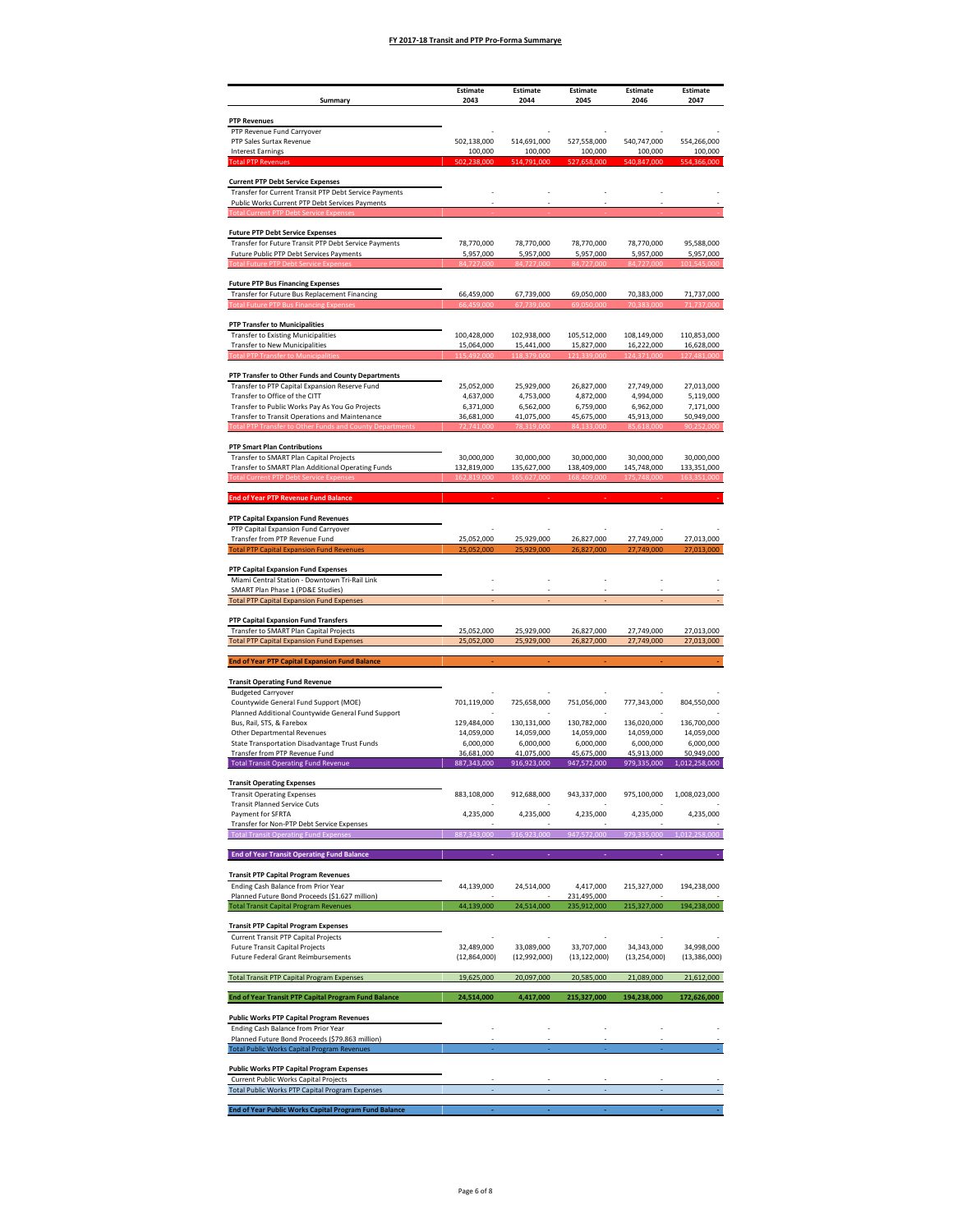**FY 2017-18 Transit and PTP Pro-Forma Summarye**

| Summary | Estimate 2043 | Estimate 2044 | Estimate 2045 | Estimate 2046 | Estimate 2047 |
|---|---|---|---|---|---|
| **PTP Revenues** | | | | | |
| PTP Revenue Fund Carryover | - | - | - | - | - |
| PTP Sales Surtax Revenue | 502,138,000 | 514,691,000 | 527,558,000 | 540,747,000 | 554,266,000 |
| Interest Earnings | 100,000 | 100,000 | 100,000 | 100,000 | 100,000 |
| Total PTP Revenues | 502,238,000 | 514,791,000 | 527,658,000 | 540,847,000 | 554,366,000 |
| **Current PTP Debt Service Expenses** | | | | | |
| Transfer for Current Transit PTP Debt Service Payments | - | - | - | - | - |
| Public Works Current PTP Debt Services Payments | - | - | - | - | - |
| Total Current PTP Debt Service Expenses | - | - | - | - | - |
| **Future PTP Debt Service Expenses** | | | | | |
| Transfer for Future Transit PTP Debt Service Payments | 78,770,000 | 78,770,000 | 78,770,000 | 78,770,000 | 95,588,000 |
| Future Public PTP Debt Services Payments | 5,957,000 | 5,957,000 | 5,957,000 | 5,957,000 | 5,957,000 |
| Total Future PTP Debt Service Expenses | 84,727,000 | 84,727,000 | 84,727,000 | 84,727,000 | 101,545,000 |
| **Future PTP Bus Financing Expenses** | | | | | |
| Transfer for Future Bus Replacement Financing | 66,459,000 | 67,739,000 | 69,050,000 | 70,383,000 | 71,737,000 |
| Total Future PTP Bus Financing Expenses | 66,459,000 | 67,739,000 | 69,050,000 | 70,383,000 | 71,737,000 |
| **PTP Transfer to Municipalities** | | | | | |
| Transfer to Existing Municipalities | 100,428,000 | 102,938,000 | 105,512,000 | 108,149,000 | 110,853,000 |
| Transfer to New Municipalities | 15,064,000 | 15,441,000 | 15,827,000 | 16,222,000 | 16,628,000 |
| Total PTP Transfer to Municipalities | 115,492,000 | 118,379,000 | 121,339,000 | 124,371,000 | 127,481,000 |
| **PTP Transfer to Other Funds and County Departments** | | | | | |
| Transfer to PTP Capital Expansion Reserve Fund | 25,052,000 | 25,929,000 | 26,827,000 | 27,749,000 | 27,013,000 |
| Transfer to Office of the CITT | 4,637,000 | 4,753,000 | 4,872,000 | 4,994,000 | 5,119,000 |
| Transfer to Public Works Pay As You Go Projects | 6,371,000 | 6,562,000 | 6,759,000 | 6,962,000 | 7,171,000 |
| Transfer to Transit Operations and Maintenance | 36,681,000 | 41,075,000 | 45,675,000 | 45,913,000 | 50,949,000 |
| Total PTP Transfer to Other Funds and County Departments | 72,741,000 | 78,319,000 | 84,133,000 | 85,618,000 | 90,252,000 |
| **PTP Smart Plan Contributions** | | | | | |
| Transfer to SMART Plan Capital Projects | 30,000,000 | 30,000,000 | 30,000,000 | 30,000,000 | 30,000,000 |
| Transfer to SMART Plan Additional Operating Funds | 132,819,000 | 135,627,000 | 138,409,000 | 145,748,000 | 133,351,000 |
| Total Current PTP Debt Service Expenses | 162,819,000 | 165,627,000 | 168,409,000 | 175,748,000 | 163,351,000 |
| **End of Year PTP Revenue Fund Balance** | - | - | - | - | - |
| **PTP Capital Expansion Fund Revenues** | | | | | |
| PTP Capital Expansion Fund Carryover | - | - | - | - | - |
| Transfer from PTP Revenue Fund | 25,052,000 | 25,929,000 | 26,827,000 | 27,749,000 | 27,013,000 |
| Total PTP Capital Expansion Fund Revenues | 25,052,000 | 25,929,000 | 26,827,000 | 27,749,000 | 27,013,000 |
| **PTP Capital Expansion Fund Expenses** | | | | | |
| Miami Central Station - Downtown Tri-Rail Link | - | - | - | - | - |
| SMART Plan Phase 1 (PD&E Studies) | - | - | - | - | - |
| Total PTP Capital Expansion Fund Expenses | - | - | - | - | - |
| **PTP Capital Expansion Fund Transfers** | | | | | |
| Transfer to SMART Plan Capital Projects | 25,052,000 | 25,929,000 | 26,827,000 | 27,749,000 | 27,013,000 |
| Total PTP Capital Expansion Fund Expenses | 25,052,000 | 25,929,000 | 26,827,000 | 27,749,000 | 27,013,000 |
| **End of Year PTP Capital Expansion Fund Balance** | - | - | - | - | - |
| **Transit Operating Fund Revenue** | | | | | |
| Budgeted Carryover | - | - | - | - | - |
| Countywide General Fund Support (MOE) | 701,119,000 | 725,658,000 | 751,056,000 | 777,343,000 | 804,550,000 |
| Planned Additional Countywide General Fund Support | - | - | - | - | - |
| Bus, Rail, STS, & Farebox | 129,484,000 | 130,131,000 | 130,782,000 | 136,020,000 | 136,700,000 |
| Other Departmental Revenues | 14,059,000 | 14,059,000 | 14,059,000 | 14,059,000 | 14,059,000 |
| State Transportation Disadvantage Trust Funds | 6,000,000 | 6,000,000 | 6,000,000 | 6,000,000 | 6,000,000 |
| Transfer from PTP Revenue Fund | 36,681,000 | 41,075,000 | 45,675,000 | 45,913,000 | 50,949,000 |
| Total Transit Operating Fund Revenue | 887,343,000 | 916,923,000 | 947,572,000 | 979,335,000 | 1,012,258,000 |
| **Transit Operating Expenses** | | | | | |
| Transit Operating Expenses | 883,108,000 | 912,688,000 | 943,337,000 | 975,100,000 | 1,008,023,000 |
| Transit Planned Service Cuts | - | - | - | - | - |
| Payment for SFRTA | 4,235,000 | 4,235,000 | 4,235,000 | 4,235,000 | 4,235,000 |
| Transfer for Non-PTP Debt Service Expenses | - | - | - | - | - |
| Total Transit Operating Fund Expenses | 887,343,000 | 916,923,000 | 947,572,000 | 979,335,000 | 1,012,258,000 |
| **End of Year Transit Operating Fund Balance** | - | - | - | - | - |
| **Transit PTP Capital Program Revenues** | | | | | |
| Ending Cash Balance from Prior Year | 44,139,000 | 24,514,000 | 4,417,000 | 215,327,000 | 194,238,000 |
| Planned Future Bond Proceeds ($1.627 million) | - | - | 231,495,000 | - | - |
| Total Transit Capital Program Revenues | 44,139,000 | 24,514,000 | 235,912,000 | 215,327,000 | 194,238,000 |
| **Transit PTP Capital Program Expenses** | | | | | |
| Current Transit PTP Capital Projects | - | - | - | - | - |
| Future Transit Capital Projects | 32,489,000 | 33,089,000 | 33,707,000 | 34,343,000 | 34,998,000 |
| Future Federal Grant Reimbursements | (12,864,000) | (12,992,000) | (13,122,000) | (13,254,000) | (13,386,000) |
| Total Transit PTP Capital Program Expenses | 19,625,000 | 20,097,000 | 20,585,000 | 21,089,000 | 21,612,000 |
| **End of Year Transit PTP Capital Program Fund Balance** | **24,514,000** | **4,417,000** | **215,327,000** | **194,238,000** | **172,626,000** |
| **Public Works PTP Capital Program Revenues** | | | | | |
| Ending Cash Balance from Prior Year | - | - | - | - | - |
| Planned Future Bond Proceeds ($79.863 million) | - | - | - | - | - |
| Total Public Works Capital Program Revenues | - | - | - | - | - |
| **Public Works PTP Capital Program Expenses** | | | | | |
| Current Public Works Capital Projects | - | - | - | - | - |
| Total Public Works PTP Capital Program Expenses | - | - | - | - | - |
| **End of Year Public Works Capital Program Fund Balance** | - | - | - | - | - |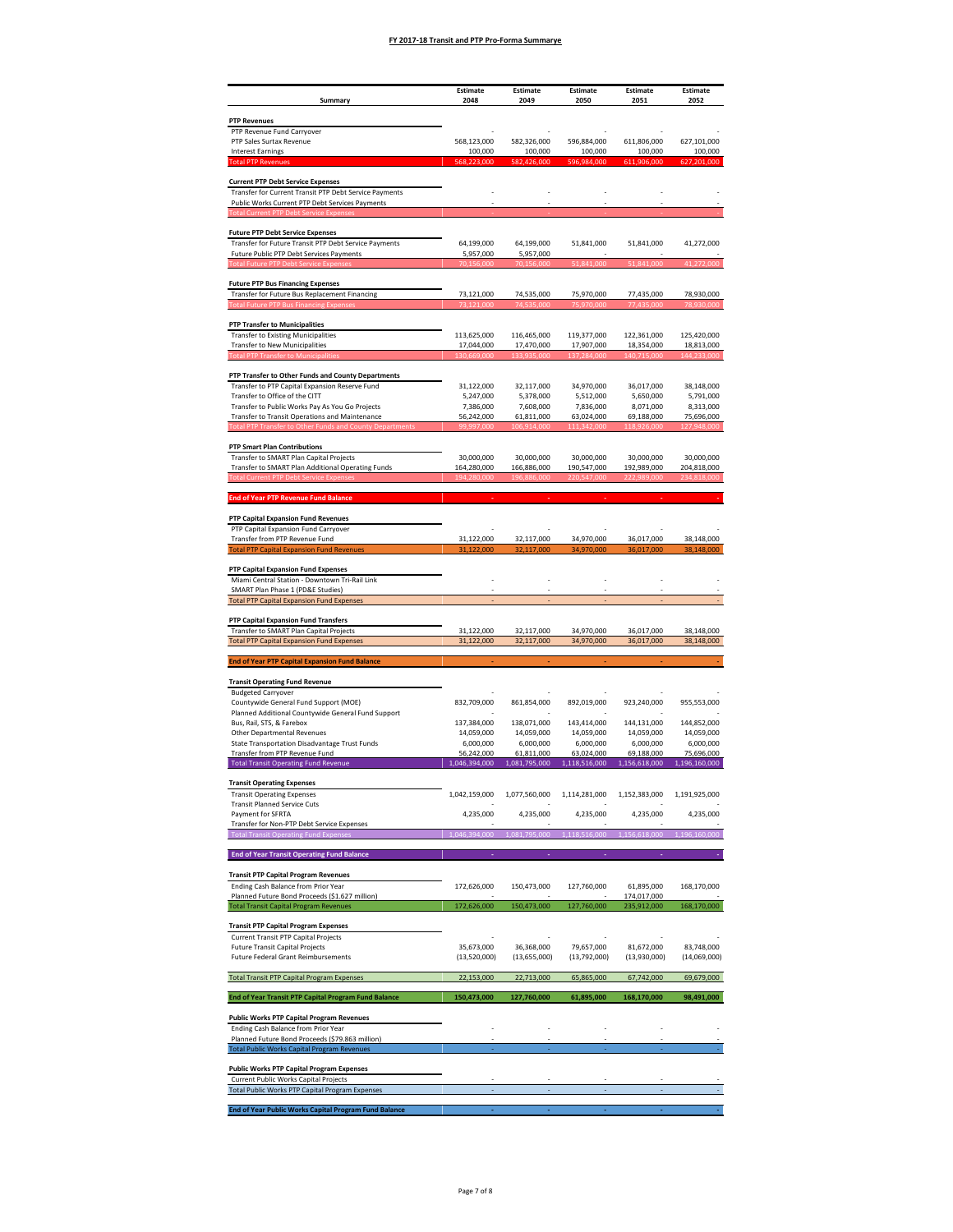**FY 2017-18 Transit and PTP Pro-Forma Summarye**

| Summary | Estimate 2048 | Estimate 2049 | Estimate 2050 | Estimate 2051 | Estimate 2052 |
|---|---|---|---|---|---|
| **PTP Revenues** | | | | | |
| PTP Revenue Fund Carryover | - | - | - | - | - |
| PTP Sales Surtax Revenue | 568,123,000 | 582,326,000 | 596,884,000 | 611,806,000 | 627,101,000 |
| Interest Earnings | 100,000 | 100,000 | 100,000 | 100,000 | 100,000 |
| Total PTP Revenues | 568,223,000 | 582,426,000 | 596,984,000 | 611,906,000 | 627,201,000 |
| **Current PTP Debt Service Expenses** | | | | | |
| Transfer for Current Transit PTP Debt Service Payments | - | - | - | - | - |
| Public Works Current PTP Debt Services Payments | - | - | - | - | - |
| Total Current PTP Debt Service Expenses | - | - | - | - | - |
| **Future PTP Debt Service Expenses** | | | | | |
| Transfer for Future Transit PTP Debt Service Payments | 64,199,000 | 64,199,000 | 51,841,000 | 51,841,000 | 41,272,000 |
| Future Public PTP Debt Services Payments | 5,957,000 | 5,957,000 | - | - | - |
| Total Future PTP Debt Service Expenses | 70,156,000 | 70,156,000 | 51,841,000 | 51,841,000 | 41,272,000 |
| **Future PTP Bus Financing Expenses** | | | | | |
| Transfer for Future Bus Replacement Financing | 73,121,000 | 74,535,000 | 75,970,000 | 77,435,000 | 78,930,000 |
| Total Future PTP Bus Financing Expenses | 73,121,000 | 74,535,000 | 75,970,000 | 77,435,000 | 78,930,000 |
| **PTP Transfer to Municipalities** | | | | | |
| Transfer to Existing Municipalities | 113,625,000 | 116,465,000 | 119,377,000 | 122,361,000 | 125,420,000 |
| Transfer to New Municipalities | 17,044,000 | 17,470,000 | 17,907,000 | 18,354,000 | 18,813,000 |
| Total PTP Transfer to Municipalities | 130,669,000 | 133,935,000 | 137,284,000 | 140,715,000 | 144,233,000 |
| **PTP Transfer to Other Funds and County Departments** | | | | | |
| Transfer to PTP Capital Expansion Reserve Fund | 31,122,000 | 32,117,000 | 34,970,000 | 36,017,000 | 38,148,000 |
| Transfer to Office of the CITT | 5,247,000 | 5,378,000 | 5,512,000 | 5,650,000 | 5,791,000 |
| Transfer to Public Works Pay As You Go Projects | 7,386,000 | 7,608,000 | 7,836,000 | 8,071,000 | 8,313,000 |
| Transfer to Transit Operations and Maintenance | 56,242,000 | 61,811,000 | 63,024,000 | 69,188,000 | 75,696,000 |
| Total PTP Transfer to Other Funds and County Departments | 99,997,000 | 106,914,000 | 111,342,000 | 118,926,000 | 127,948,000 |
| **PTP Smart Plan Contributions** | | | | | |
| Transfer to SMART Plan Capital Projects | 30,000,000 | 30,000,000 | 30,000,000 | 30,000,000 | 30,000,000 |
| Transfer to SMART Plan Additional Operating Funds | 164,280,000 | 166,886,000 | 190,547,000 | 192,989,000 | 204,818,000 |
| Total Current PTP Debt Service Expenses | 194,280,000 | 196,886,000 | 220,547,000 | 222,989,000 | 234,818,000 |
| **End of Year PTP Revenue Fund Balance** | - | - | - | - | - |
| **PTP Capital Expansion Fund Revenues** | | | | | |
| PTP Capital Expansion Fund Carryover | - | - | - | - | - |
| Transfer from PTP Revenue Fund | 31,122,000 | 32,117,000 | 34,970,000 | 36,017,000 | 38,148,000 |
| Total PTP Capital Expansion Fund Revenues | 31,122,000 | 32,117,000 | 34,970,000 | 36,017,000 | 38,148,000 |
| **PTP Capital Expansion Fund Expenses** | | | | | |
| Miami Central Station - Downtown Tri-Rail Link | - | - | - | - | - |
| SMART Plan Phase 1 (PD&E Studies) | - | - | - | - | - |
| Total PTP Capital Expansion Fund Expenses | - | - | - | - | - |
| **PTP Capital Expansion Fund Transfers** | | | | | |
| Transfer to SMART Plan Capital Projects | 31,122,000 | 32,117,000 | 34,970,000 | 36,017,000 | 38,148,000 |
| Total PTP Capital Expansion Fund Expenses | 31,122,000 | 32,117,000 | 34,970,000 | 36,017,000 | 38,148,000 |
| **End of Year PTP Capital Expansion Fund Balance** | - | - | - | - | - |
| **Transit Operating Fund Revenue** | | | | | |
| Budgeted Carryover | - | - | - | - | - |
| Countywide General Fund Support (MOE) | 832,709,000 | 861,854,000 | 892,019,000 | 923,240,000 | 955,553,000 |
| Planned Additional Countywide General Fund Support | - | - | - | - | - |
| Bus, Rail, STS, & Farebox | 137,384,000 | 138,071,000 | 143,414,000 | 144,131,000 | 144,852,000 |
| Other Departmental Revenues | 14,059,000 | 14,059,000 | 14,059,000 | 14,059,000 | 14,059,000 |
| State Transportation Disadvantage Trust Funds | 6,000,000 | 6,000,000 | 6,000,000 | 6,000,000 | 6,000,000 |
| Transfer from PTP Revenue Fund | 56,242,000 | 61,811,000 | 63,024,000 | 69,188,000 | 75,696,000 |
| Total Transit Operating Fund Revenue | 1,046,394,000 | 1,081,795,000 | 1,118,516,000 | 1,156,618,000 | 1,196,160,000 |
| **Transit Operating Expenses** | | | | | |
| Transit Operating Expenses | 1,042,159,000 | 1,077,560,000 | 1,114,281,000 | 1,152,383,000 | 1,191,925,000 |
| Transit Planned Service Cuts | - | - | - | - | - |
| Payment for SFRTA | 4,235,000 | 4,235,000 | 4,235,000 | 4,235,000 | 4,235,000 |
| Transfer for Non-PTP Debt Service Expenses | - | - | - | - | - |
| Total Transit Operating Fund Expenses | 1,046,394,000 | 1,081,795,000 | 1,118,516,000 | 1,156,618,000 | 1,196,160,000 |
| **End of Year Transit Operating Fund Balance** | - | - | - | - | - |
| **Transit PTP Capital Program Revenues** | | | | | |
| Ending Cash Balance from Prior Year | 172,626,000 | 150,473,000 | 127,760,000 | 61,895,000 | 168,170,000 |
| Planned Future Bond Proceeds ($1.627 million) | - | - | - | 174,017,000 | - |
| Total Transit Capital Program Revenues | 172,626,000 | 150,473,000 | 127,760,000 | 235,912,000 | 168,170,000 |
| **Transit PTP Capital Program Expenses** | | | | | |
| Current Transit PTP Capital Projects | - | - | - | - | - |
| Future Transit Capital Projects | 35,673,000 | 36,368,000 | 79,657,000 | 81,672,000 | 83,748,000 |
| Future Federal Grant Reimbursements | (13,520,000) | (13,655,000) | (13,792,000) | (13,930,000) | (14,069,000) |
| Total Transit PTP Capital Program Expenses | 22,153,000 | 22,713,000 | 65,865,000 | 67,742,000 | 69,679,000 |
| **End of Year Transit PTP Capital Program Fund Balance** | **150,473,000** | **127,760,000** | **61,895,000** | **168,170,000** | **98,491,000** |
| **Public Works PTP Capital Program Revenues** | | | | | |
| Ending Cash Balance from Prior Year | - | - | - | - | - |
| Planned Future Bond Proceeds ($79.863 million) | - | - | - | - | - |
| Total Public Works Capital Program Revenues | - | - | - | - | - |
| **Public Works PTP Capital Program Expenses** | | | | | |
| Current Public Works Capital Projects | - | - | - | - | - |
| Total Public Works PTP Capital Program Expenses | - | - | - | - | - |
| **End of Year Public Works Capital Program Fund Balance** | - | - | - | - | - |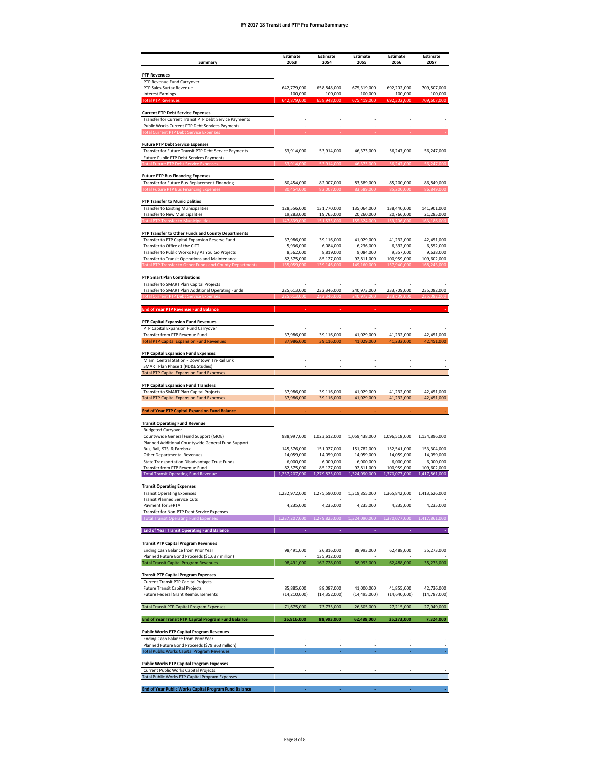# FY 2017-18 Transit and PTP Pro-Forma Summarye

| Summary | Estimate 2053 | Estimate 2054 | Estimate 2055 | Estimate 2056 | Estimate 2057 |
|---|---|---|---|---|---|
| **PTP Revenues** | | | | | |
| PTP Revenue Fund Carryover | - | - | - | - | - |
| PTP Sales Surtax Revenue | 642,779,000 | 658,848,000 | 675,319,000 | 692,202,000 | 709,507,000 |
| Interest Earnings | 100,000 | 100,000 | 100,000 | 100,000 | 100,000 |
| Total PTP Revenues | 642,879,000 | 658,948,000 | 675,419,000 | 692,302,000 | 709,607,000 |
| **Current PTP Debt Service Expenses** | | | | | |
| Transfer for Current Transit PTP Debt Service Payments | - | - | - | - | - |
| Public Works Current PTP Debt Services Payments | - | - | - | - | - |
| Total Current PTP Debt Service Expenses | - | - | - | - | - |
| **Future PTP Debt Service Expenses** | | | | | |
| Transfer for Future Transit PTP Debt Service Payments | 53,914,000 | 53,914,000 | 46,373,000 | 56,247,000 | 56,247,000 |
| Future Public PTP Debt Services Payments | - | - | - | - | - |
| Total Future PTP Debt Service Expenses | 53,914,000 | 53,914,000 | 46,373,000 | 56,247,000 | 56,247,000 |
| **Future PTP Bus Financing Expenses** | | | | | |
| Transfer for Future Bus Replacement Financing | 80,454,000 | 82,007,000 | 83,589,000 | 85,200,000 | 86,849,000 |
| Total Future PTP Bus Financing Expenses | 80,454,000 | 82,007,000 | 83,589,000 | 85,200,000 | 86,849,000 |
| **PTP Transfer to Municipalities** | | | | | |
| Transfer to Existing Municipalities | 128,556,000 | 131,770,000 | 135,064,000 | 138,440,000 | 141,901,000 |
| Transfer to New Municipalities | 19,283,000 | 19,765,000 | 20,260,000 | 20,766,000 | 21,285,000 |
| Total PTP Transfer to Municipalities | 147,839,000 | 151,535,000 | 155,324,000 | 159,206,000 | 163,186,000 |
| **PTP Transfer to Other Funds and County Departments** | | | | | |
| Transfer to PTP Capital Expansion Reserve Fund | 37,986,000 | 39,116,000 | 41,029,000 | 41,232,000 | 42,451,000 |
| Transfer to Office of the CITT | 5,936,000 | 6,084,000 | 6,236,000 | 6,392,000 | 6,552,000 |
| Transfer to Public Works Pay As You Go Projects | 8,562,000 | 8,819,000 | 9,084,000 | 9,357,000 | 9,638,000 |
| Transfer to Transit Operations and Maintenance | 82,575,000 | 85,127,000 | 92,811,000 | 100,959,000 | 109,602,000 |
| Total PTP Transfer to Other Funds and County Departments | 135,059,000 | 139,146,000 | 149,160,000 | 157,940,000 | 168,243,000 |
| **PTP Smart Plan Contributions** | | | | | |
| Transfer to SMART Plan Capital Projects | - | - | - | - | - |
| Transfer to SMART Plan Additional Operating Funds | 225,613,000 | 232,346,000 | 240,973,000 | 233,709,000 | 235,082,000 |
| Total Current PTP Debt Service Expenses | 225,613,000 | 232,346,000 | 240,973,000 | 233,709,000 | 235,082,000 |
| **End of Year PTP Revenue Fund Balance** | - | - | - | - | - |
| **PTP Capital Expansion Fund Revenues** | | | | | |
| PTP Capital Expansion Fund Carryover | - | - | - | - | - |
| Transfer from PTP Revenue Fund | 37,986,000 | 39,116,000 | 41,029,000 | 41,232,000 | 42,451,000 |
| Total PTP Capital Expansion Fund Revenues | 37,986,000 | 39,116,000 | 41,029,000 | 41,232,000 | 42,451,000 |
| **PTP Capital Expansion Fund Expenses** | | | | | |
| Miami Central Station - Downtown Tri-Rail Link | - | - | - | - | - |
| SMART Plan Phase 1 (PD&E Studies) | - | - | - | - | - |
| Total PTP Capital Expansion Fund Expenses | - | - | - | - | - |
| **PTP Capital Expansion Fund Transfers** | | | | | |
| Transfer to SMART Plan Capital Projects | 37,986,000 | 39,116,000 | 41,029,000 | 41,232,000 | 42,451,000 |
| Total PTP Capital Expansion Fund Expenses | 37,986,000 | 39,116,000 | 41,029,000 | 41,232,000 | 42,451,000 |
| **End of Year PTP Capital Expansion Fund Balance** | - | - | - | - | - |
| **Transit Operating Fund Revenue** | | | | | |
| Budgeted Carryover | - | - | - | - | - |
| Countywide General Fund Support (MOE) | 988,997,000 | 1,023,612,000 | 1,059,438,000 | 1,096,518,000 | 1,134,896,000 |
| Planned Additional Countywide General Fund Support | - | - | - | - | - |
| Bus, Rail, STS, & Farebox | 145,576,000 | 151,027,000 | 151,782,000 | 152,541,000 | 153,304,000 |
| Other Departmental Revenues | 14,059,000 | 14,059,000 | 14,059,000 | 14,059,000 | 14,059,000 |
| State Transportation Disadvantage Trust Funds | 6,000,000 | 6,000,000 | 6,000,000 | 6,000,000 | 6,000,000 |
| Transfer from PTP Revenue Fund | 82,575,000 | 85,127,000 | 92,811,000 | 100,959,000 | 109,602,000 |
| Total Transit Operating Fund Revenue | 1,237,207,000 | 1,279,825,000 | 1,324,090,000 | 1,370,077,000 | 1,417,861,000 |
| **Transit Operating Expenses** | | | | | |
| Transit Operating Expenses | 1,232,972,000 | 1,275,590,000 | 1,319,855,000 | 1,365,842,000 | 1,413,626,000 |
| Transit Planned Service Cuts | - | - | - | - | - |
| Payment for SFRTA | 4,235,000 | 4,235,000 | 4,235,000 | 4,235,000 | 4,235,000 |
| Transfer for Non-PTP Debt Service Expenses | - | - | - | - | - |
| Total Transit Operating Fund Expenses | 1,237,207,000 | 1,279,825,000 | 1,324,090,000 | 1,370,077,000 | 1,417,861,000 |
| **End of Year Transit Operating Fund Balance** | - | - | - | - | - |
| **Transit PTP Capital Program Revenues** | | | | | |
| Ending Cash Balance from Prior Year | 98,491,000 | 26,816,000 | 88,993,000 | 62,488,000 | 35,273,000 |
| Planned Future Bond Proceeds ($1.627 million) | - | 135,912,000 | - | - | - |
| Total Transit Capital Program Revenues | 98,491,000 | 162,728,000 | 88,993,000 | 62,488,000 | 35,273,000 |
| **Transit PTP Capital Program Expenses** | | | | | |
| Current Transit PTP Capital Projects | - | - | - | - | - |
| Future Transit Capital Projects | 85,885,000 | 88,087,000 | 41,000,000 | 41,855,000 | 42,736,000 |
| Future Federal Grant Reimbursements | (14,210,000) | (14,352,000) | (14,495,000) | (14,640,000) | (14,787,000) |
| Total Transit PTP Capital Program Expenses | 71,675,000 | 73,735,000 | 26,505,000 | 27,215,000 | 27,949,000 |
| **End of Year Transit PTP Capital Program Fund Balance** | **26,816,000** | **88,993,000** | **62,488,000** | **35,273,000** | **7,324,000** |
| **Public Works PTP Capital Program Revenues** | | | | | |
| Ending Cash Balance from Prior Year | - | - | - | - | - |
| Planned Future Bond Proceeds ($79.863 million) | - | - | - | - | - |
| Total Public Works Capital Program Revenues | - | - | - | - | - |
| **Public Works PTP Capital Program Expenses** | | | | | |
| Current Public Works Capital Projects | - | - | - | - | - |
| Total Public Works PTP Capital Program Expenses | - | - | - | - | - |
| **End of Year Public Works Capital Program Fund Balance** | - | - | - | - | - |